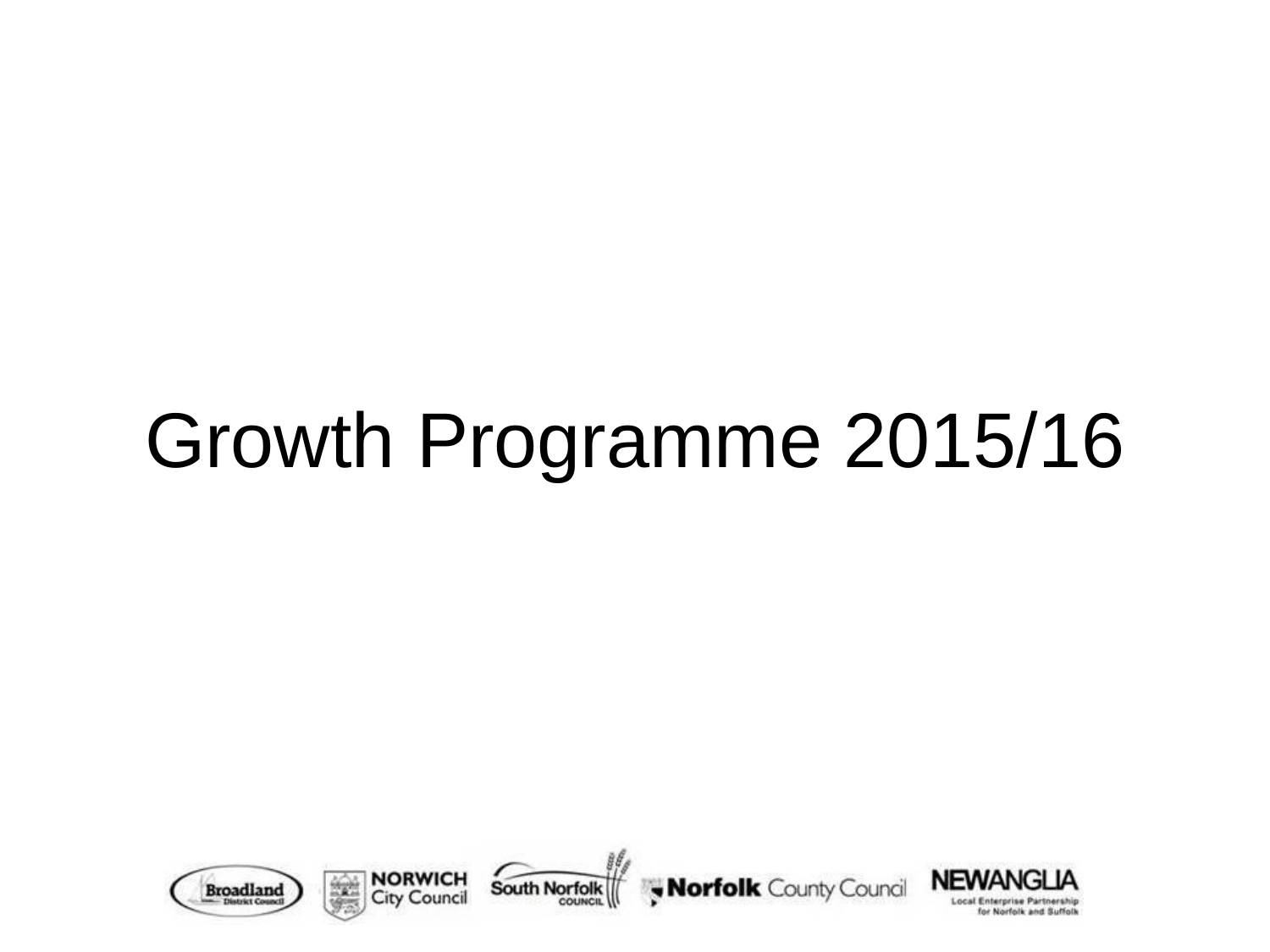# Growth Programme 2015/16

Broadland District Council | NORWICH City Council | South Norfolk COUNCIL | Norfolk County Council | NEWANGLIA Local Enterprise Partnership for Norfolk and Suffolk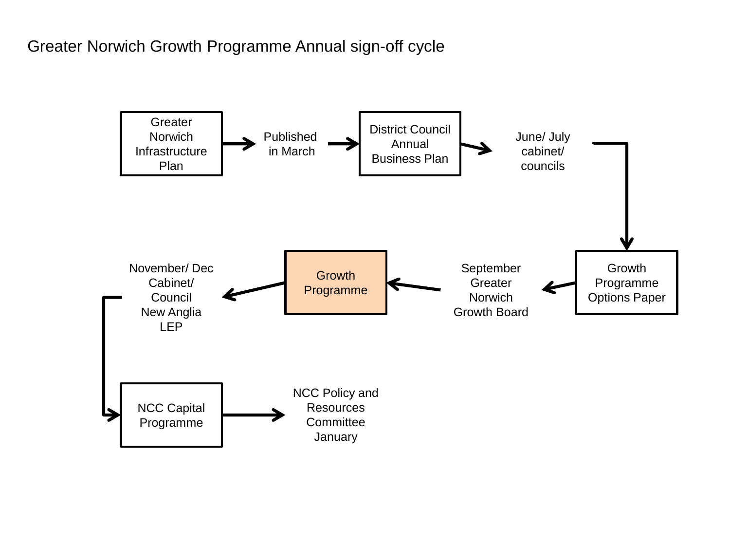# Greater Norwich Growth Programme Annual sign-off cycle

1. Greater Norwich Infrastructure Plan
2. Published in March
3. District Council Annual Business Plan
4. June/ July cabinet/ councils
5. Growth Programme Options Paper
6. September Greater Norwich Growth Board
7. Growth Programme
8. November/ Dec Cabinet/ Council New Anglia LEP
9. NCC Capital Programme
10. NCC Policy and Resources Committee January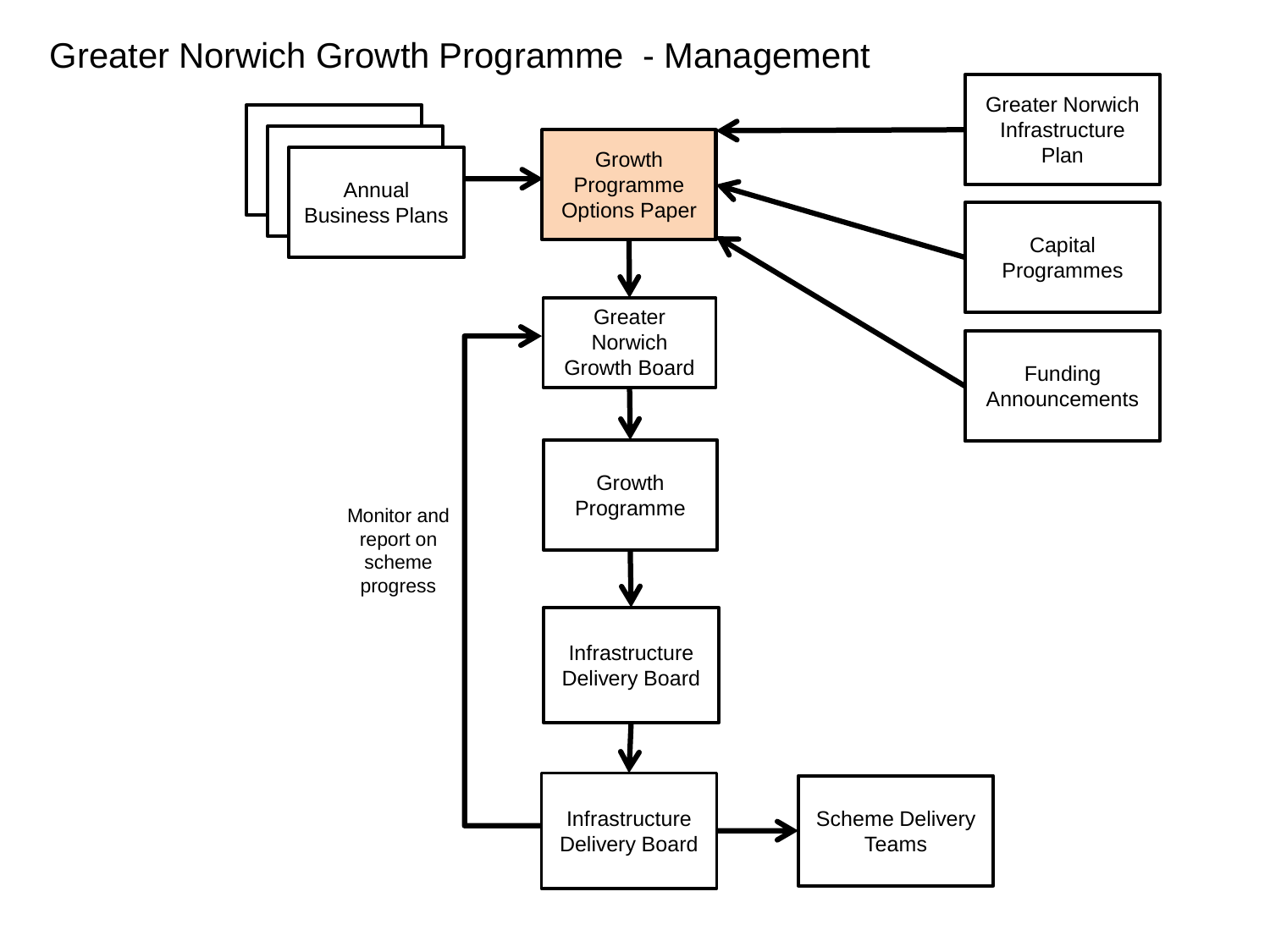# Greater Norwich Growth Programme - Management

Annual Business Plans → Growth Programme Options Paper

Greater Norwich Infrastructure Plan → Growth Programme Options Paper

Capital Programmes → Growth Programme Options Paper

Funding Announcements → Growth Programme Options Paper

Growth Programme Options Paper → Greater Norwich Growth Board

Greater Norwich Growth Board → Growth Programme

Growth Programme → Infrastructure Delivery Board

Infrastructure Delivery Board → Infrastructure Delivery Board

Infrastructure Delivery Board → Scheme Delivery Teams

Infrastructure Delivery Board → Greater Norwich Growth Board (Monitor and report on scheme progress)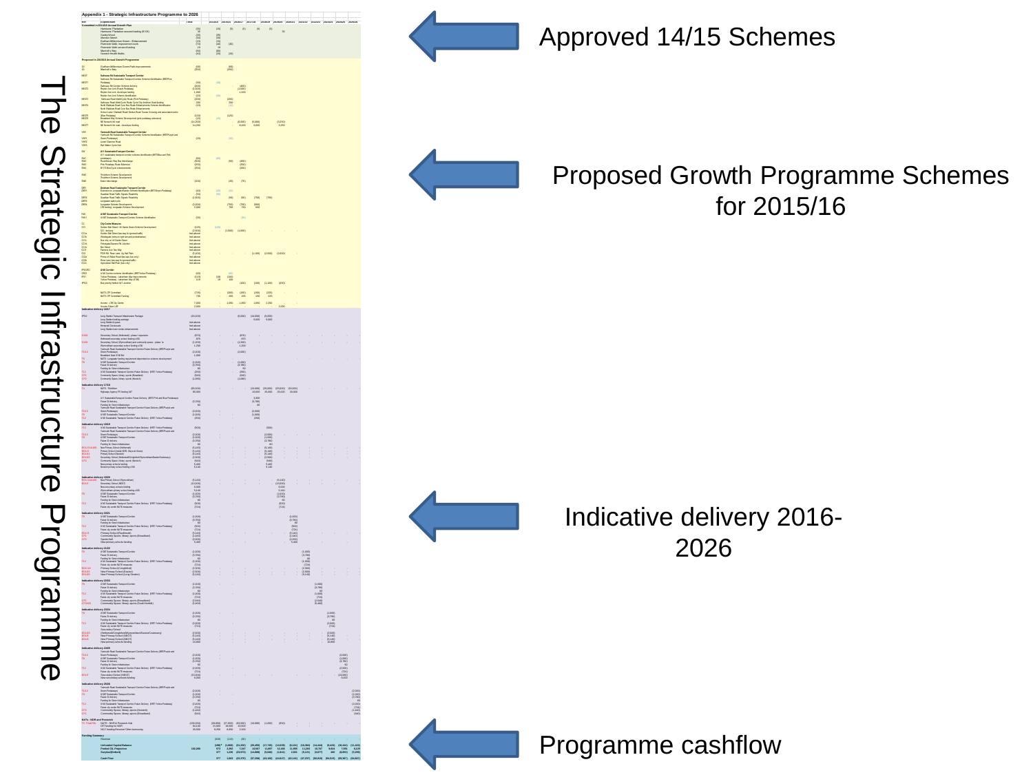# The Strategic Infrastructure Programme

Approved 14/15 Schemes

Proposed Growth Programme Schemes for 2015/16

Indicative delivery 2016-2026

Programme cashflow